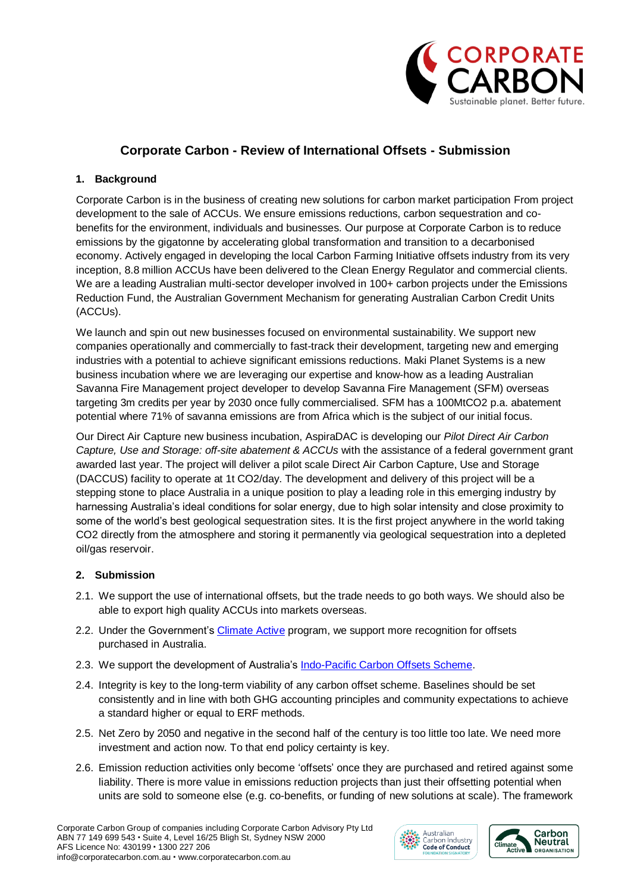# Corporate Carbon - Review of International Offsets - Submission

## 1. Background

Corporate Carbon is in the business of creating new solutions for carbon market participation From project development to the sale of ACCUs. We ensure emissions reductions, carbon sequestration and co-benefits for the environment, individuals and businesses. Our purpose at Corporate Carbon is to reduce emissions by the gigatonne by accelerating global transformation and transition to a decarbonised economy. Actively engaged in developing the local Carbon Farming Initiative offsets industry from its very inception, 8.8 million ACCUs have been delivered to the Clean Energy Regulator and commercial clients. We are a leading Australian multi-sector developer involved in 100+ carbon projects under the Emissions Reduction Fund, the Australian Government Mechanism for generating Australian Carbon Credit Units (ACCUs).

We launch and spin out new businesses focused on environmental sustainability. We support new companies operationally and commercially to fast-track their development, targeting new and emerging industries with a potential to achieve significant emissions reductions. Maki Planet Systems is a new business incubation where we are leveraging our expertise and know-how as a leading Australian Savanna Fire Management project developer to develop Savanna Fire Management (SFM) overseas targeting 3m credits per year by 2030 once fully commercialised. SFM has a 100MtCO2 p.a. abatement potential where 71% of savanna emissions are from Africa which is the subject of our initial focus.

Our Direct Air Capture new business incubation, AspiraDAC is developing our *Pilot Direct Air Carbon Capture, Use and Storage: off-site abatement & ACCUs* with the assistance of a federal government grant awarded last year. The project will deliver a pilot scale Direct Air Carbon Capture, Use and Storage (DACCUS) facility to operate at 1t CO2/day. The development and delivery of this project will be a stepping stone to place Australia in a unique position to play a leading role in this emerging industry by harnessing Australia's ideal conditions for solar energy, due to high solar intensity and close proximity to some of the world's best geological sequestration sites. It is the first project anywhere in the world taking CO2 directly from the atmosphere and storing it permanently via geological sequestration into a depleted oil/gas reservoir.

## 2. Submission

2.1. We support the use of international offsets, but the trade needs to go both ways. We should also be able to export high quality ACCUs into markets overseas.

2.2. Under the Government's [Climate Active](#) program, we support more recognition for offsets purchased in Australia.

2.3. We support the development of Australia's [Indo-Pacific Carbon Offsets Scheme](#).

2.4. Integrity is key to the long-term viability of any carbon offset scheme. Baselines should be set consistently and in line with both GHG accounting principles and community expectations to achieve a standard higher or equal to ERF methods.

2.5. Net Zero by 2050 and negative in the second half of the century is too little too late. We need more investment and action now. To that end policy certainty is key.

2.6. Emission reduction activities only become 'offsets' once they are purchased and retired against some liability. There is more value in emissions reduction projects than just their offsetting potential when units are sold to someone else (e.g. co-benefits, or funding of new solutions at scale). The framework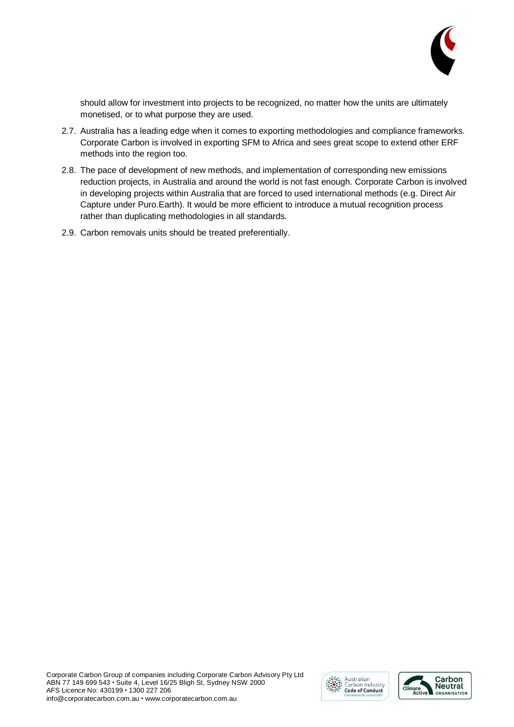should allow for investment into projects to be recognized, no matter how the units are ultimately monetised, or to what purpose they are used.

2.7. Australia has a leading edge when it comes to exporting methodologies and compliance frameworks. Corporate Carbon is involved in exporting SFM to Africa and sees great scope to extend other ERF methods into the region too.

2.8. The pace of development of new methods, and implementation of corresponding new emissions reduction projects, in Australia and around the world is not fast enough. Corporate Carbon is involved in developing projects within Australia that are forced to used international methods (e.g. Direct Air Capture under Puro.Earth). It would be more efficient to introduce a mutual recognition process rather than duplicating methodologies in all standards.

2.9. Carbon removals units should be treated preferentially.